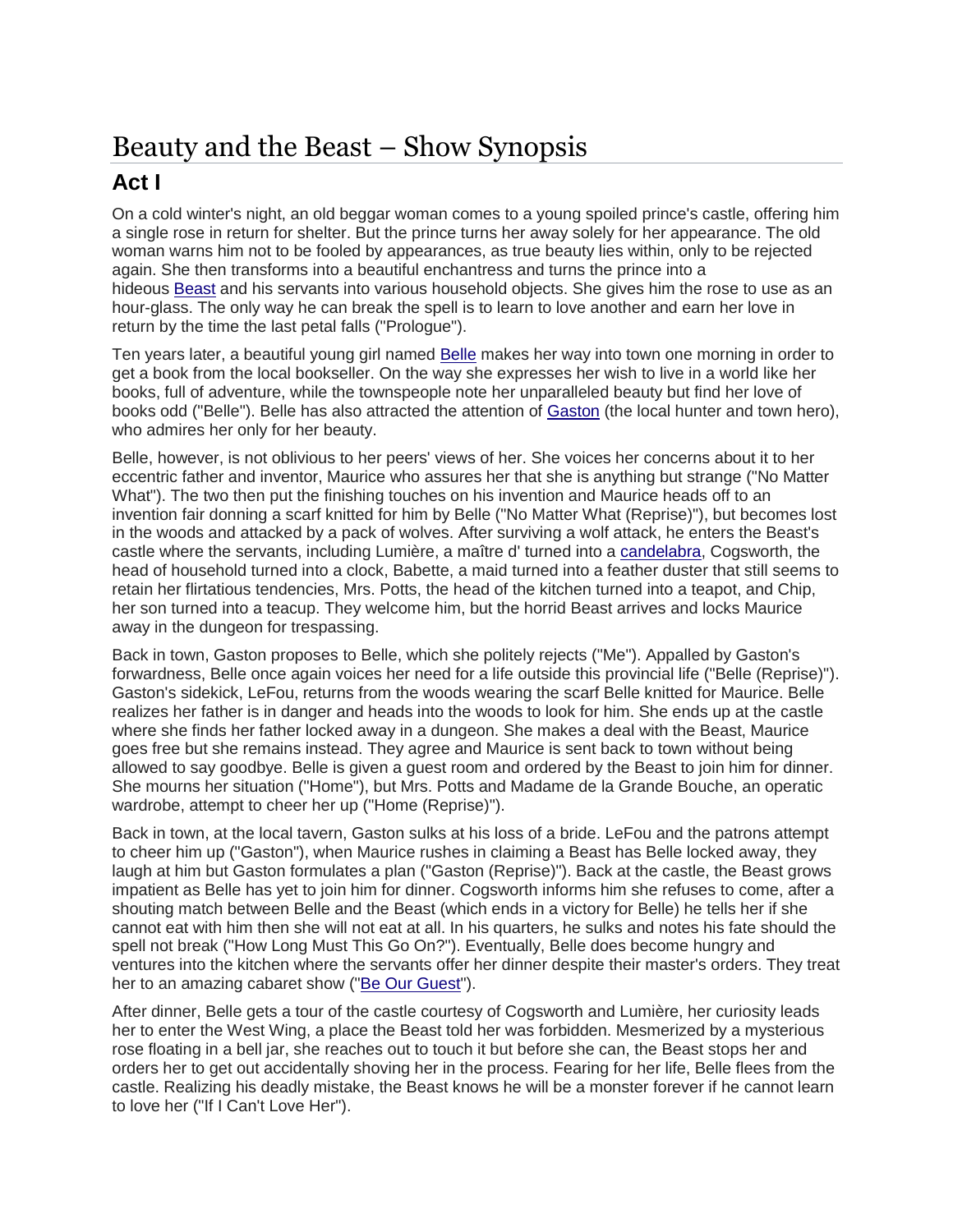# Beauty and the Beast – Show Synopsis

## Act I

On a cold winter's night, an old beggar woman comes to a young spoiled prince's castle, offering him a single rose in return for shelter. But the prince turns her away solely for her appearance. The old woman warns him not to be fooled by appearances, as true beauty lies within, only to be rejected again. She then transforms into a beautiful enchantress and turns the prince into a hideous Beast and his servants into various household objects. She gives him the rose to use as an hour-glass. The only way he can break the spell is to learn to love another and earn her love in return by the time the last petal falls ("Prologue").

Ten years later, a beautiful young girl named Belle makes her way into town one morning in order to get a book from the local bookseller. On the way she expresses her wish to live in a world like her books, full of adventure, while the townspeople note her unparalleled beauty but find her love of books odd ("Belle"). Belle has also attracted the attention of Gaston (the local hunter and town hero), who admires her only for her beauty.

Belle, however, is not oblivious to her peers' views of her. She voices her concerns about it to her eccentric father and inventor, Maurice who assures her that she is anything but strange ("No Matter What"). The two then put the finishing touches on his invention and Maurice heads off to an invention fair donning a scarf knitted for him by Belle ("No Matter What (Reprise)"), but becomes lost in the woods and attacked by a pack of wolves. After surviving a wolf attack, he enters the Beast's castle where the servants, including Lumière, a maître d' turned into a candelabra, Cogsworth, the head of household turned into a clock, Babette, a maid turned into a feather duster that still seems to retain her flirtatious tendencies, Mrs. Potts, the head of the kitchen turned into a teapot, and Chip, her son turned into a teacup. They welcome him, but the horrid Beast arrives and locks Maurice away in the dungeon for trespassing.

Back in town, Gaston proposes to Belle, which she politely rejects ("Me"). Appalled by Gaston's forwardness, Belle once again voices her need for a life outside this provincial life ("Belle (Reprise)"). Gaston's sidekick, LeFou, returns from the woods wearing the scarf Belle knitted for Maurice. Belle realizes her father is in danger and heads into the woods to look for him. She ends up at the castle where she finds her father locked away in a dungeon. She makes a deal with the Beast, Maurice goes free but she remains instead. They agree and Maurice is sent back to town without being allowed to say goodbye. Belle is given a guest room and ordered by the Beast to join him for dinner. She mourns her situation ("Home"), but Mrs. Potts and Madame de la Grande Bouche, an operatic wardrobe, attempt to cheer her up ("Home (Reprise)").

Back in town, at the local tavern, Gaston sulks at his loss of a bride. LeFou and the patrons attempt to cheer him up ("Gaston"), when Maurice rushes in claiming a Beast has Belle locked away, they laugh at him but Gaston formulates a plan ("Gaston (Reprise)"). Back at the castle, the Beast grows impatient as Belle has yet to join him for dinner. Cogsworth informs him she refuses to come, after a shouting match between Belle and the Beast (which ends in a victory for Belle) he tells her if she cannot eat with him then she will not eat at all. In his quarters, he sulks and notes his fate should the spell not break ("How Long Must This Go On?"). Eventually, Belle does become hungry and ventures into the kitchen where the servants offer her dinner despite their master's orders. They treat her to an amazing cabaret show ("Be Our Guest").

After dinner, Belle gets a tour of the castle courtesy of Cogsworth and Lumière, her curiosity leads her to enter the West Wing, a place the Beast told her was forbidden. Mesmerized by a mysterious rose floating in a bell jar, she reaches out to touch it but before she can, the Beast stops her and orders her to get out accidentally shoving her in the process. Fearing for her life, Belle flees from the castle. Realizing his deadly mistake, the Beast knows he will be a monster forever if he cannot learn to love her ("If I Can't Love Her").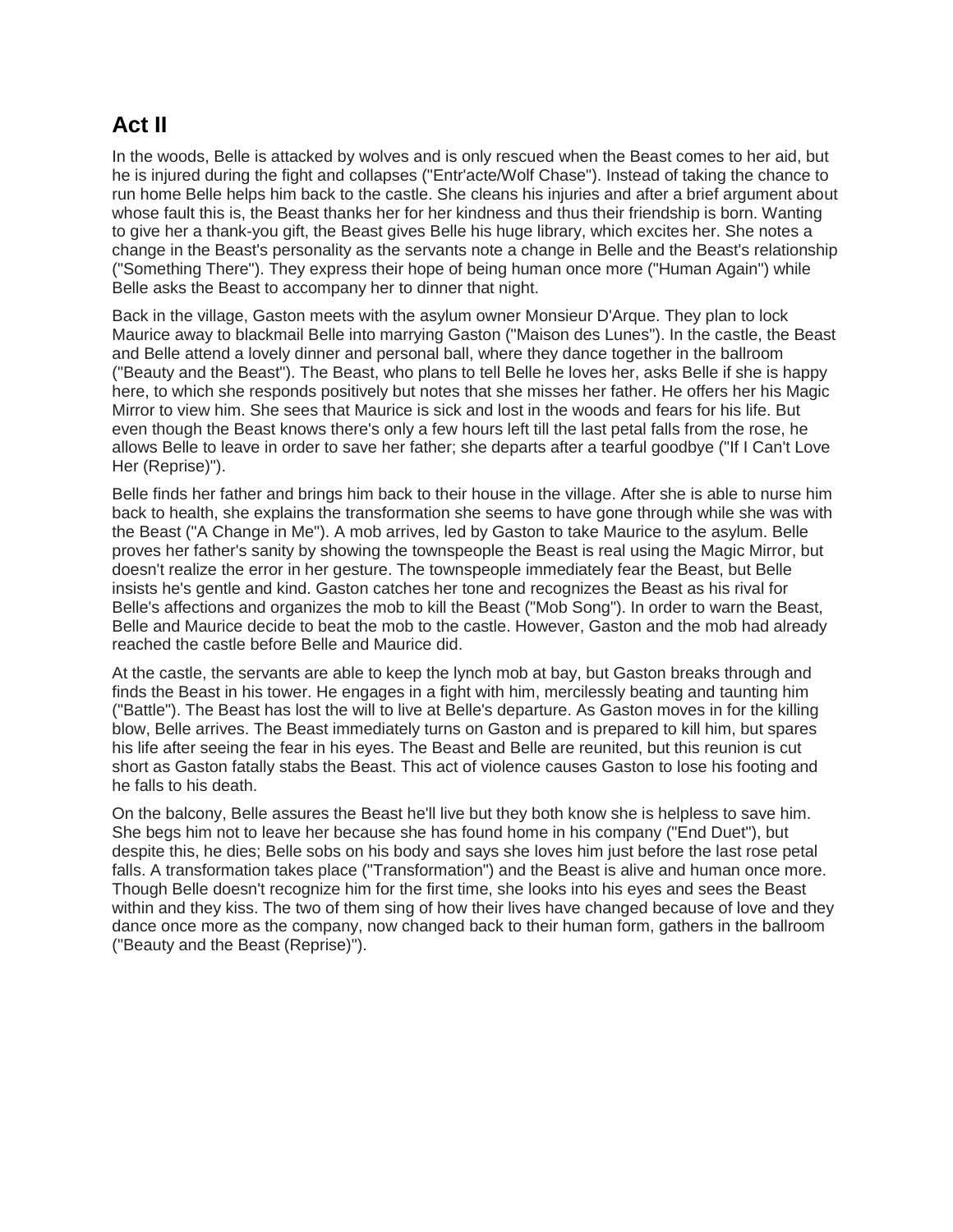## Act II

In the woods, Belle is attacked by wolves and is only rescued when the Beast comes to her aid, but he is injured during the fight and collapses ("Entr'acte/Wolf Chase"). Instead of taking the chance to run home Belle helps him back to the castle. She cleans his injuries and after a brief argument about whose fault this is, the Beast thanks her for her kindness and thus their friendship is born. Wanting to give her a thank-you gift, the Beast gives Belle his huge library, which excites her. She notes a change in the Beast's personality as the servants note a change in Belle and the Beast's relationship ("Something There"). They express their hope of being human once more ("Human Again") while Belle asks the Beast to accompany her to dinner that night.

Back in the village, Gaston meets with the asylum owner Monsieur D'Arque. They plan to lock Maurice away to blackmail Belle into marrying Gaston ("Maison des Lunes"). In the castle, the Beast and Belle attend a lovely dinner and personal ball, where they dance together in the ballroom ("Beauty and the Beast"). The Beast, who plans to tell Belle he loves her, asks Belle if she is happy here, to which she responds positively but notes that she misses her father. He offers her his Magic Mirror to view him. She sees that Maurice is sick and lost in the woods and fears for his life. But even though the Beast knows there's only a few hours left till the last petal falls from the rose, he allows Belle to leave in order to save her father; she departs after a tearful goodbye ("If I Can't Love Her (Reprise)").

Belle finds her father and brings him back to their house in the village. After she is able to nurse him back to health, she explains the transformation she seems to have gone through while she was with the Beast ("A Change in Me"). A mob arrives, led by Gaston to take Maurice to the asylum. Belle proves her father's sanity by showing the townspeople the Beast is real using the Magic Mirror, but doesn't realize the error in her gesture. The townspeople immediately fear the Beast, but Belle insists he's gentle and kind. Gaston catches her tone and recognizes the Beast as his rival for Belle's affections and organizes the mob to kill the Beast ("Mob Song"). In order to warn the Beast, Belle and Maurice decide to beat the mob to the castle. However, Gaston and the mob had already reached the castle before Belle and Maurice did.

At the castle, the servants are able to keep the lynch mob at bay, but Gaston breaks through and finds the Beast in his tower. He engages in a fight with him, mercilessly beating and taunting him ("Battle"). The Beast has lost the will to live at Belle's departure. As Gaston moves in for the killing blow, Belle arrives. The Beast immediately turns on Gaston and is prepared to kill him, but spares his life after seeing the fear in his eyes. The Beast and Belle are reunited, but this reunion is cut short as Gaston fatally stabs the Beast. This act of violence causes Gaston to lose his footing and he falls to his death.

On the balcony, Belle assures the Beast he'll live but they both know she is helpless to save him. She begs him not to leave her because she has found home in his company ("End Duet"), but despite this, he dies; Belle sobs on his body and says she loves him just before the last rose petal falls. A transformation takes place ("Transformation") and the Beast is alive and human once more. Though Belle doesn't recognize him for the first time, she looks into his eyes and sees the Beast within and they kiss. The two of them sing of how their lives have changed because of love and they dance once more as the company, now changed back to their human form, gathers in the ballroom ("Beauty and the Beast (Reprise)").